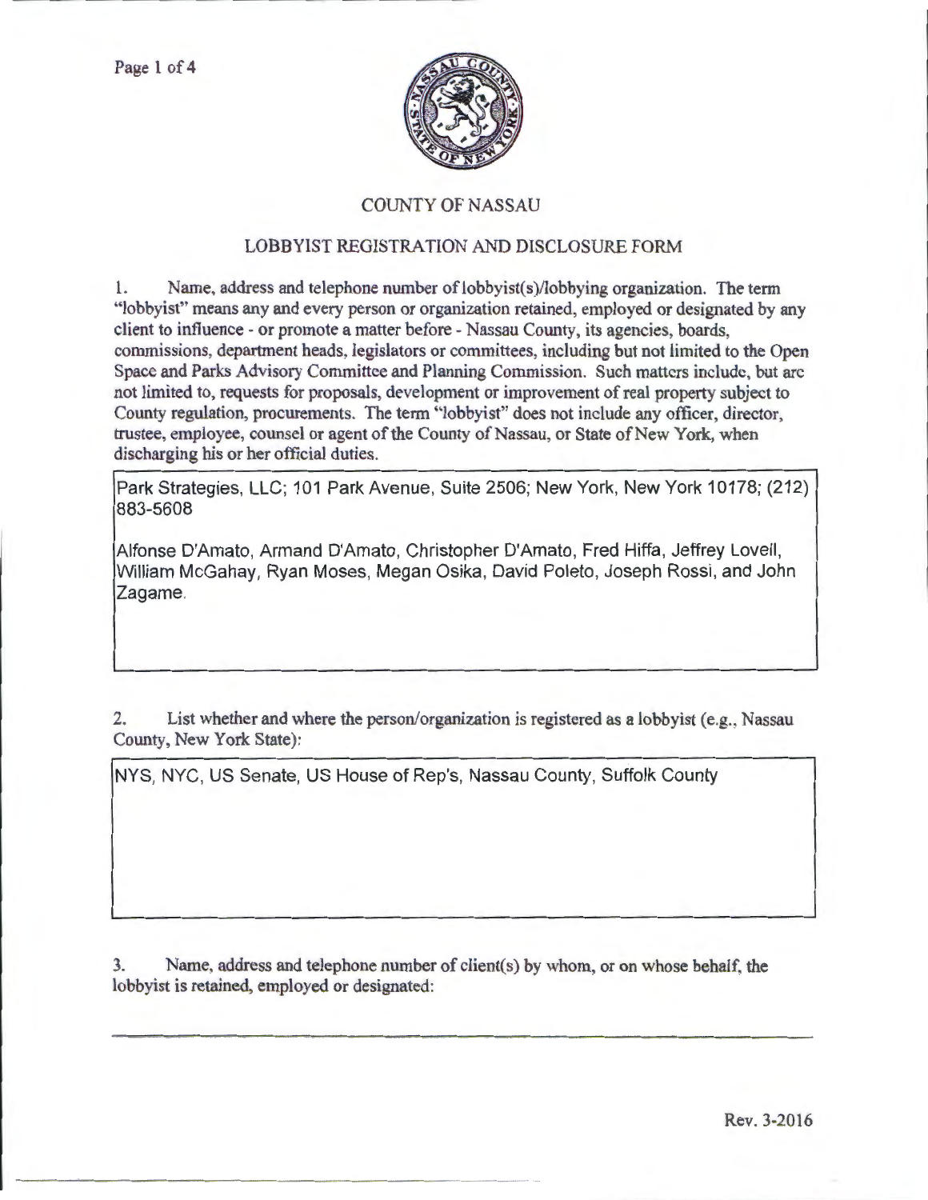# COUNTY OF NASSAU

## LOBBYIST REGISTRATION AND DISCLOSURE FORM

1. Name, address and telephone number of lobbyist(s)/lobbying organization. The term "lobbyist" means any and every person or organization retained, employed or designated by any client to influence - or promote a matter before - Nassau County, its agencies, boards, commissions, department heads, legislators or committees, including but not limited to the Open Space and Parks Advisory Committee and Planning Commission. Such matters include, but are not limited to, requests for proposals, development or improvement of real property subject to County regulation, procurements. The term "lobbyist" does not include any officer, director, trustee, employee, counsel or agent of the County of Nassau, or State of New York, when discharging his or her official duties.

Park Strategies, LLC; 101 Park Avenue, Suite 2506; New York, New York 10178; (212) 883-5608

Alfonse D'Amato, Armand D'Amato, Christopher D'Amato, Fred Hiffa, Jeffrey Lovell, William McGahay, Ryan Moses, Megan Osika, David Poleto, Joseph Rossi, and John Zagame.

2. List whether and where the person/organization is registered as a lobbyist (e.g., Nassau County, New York State):

NYS, NYC, US Senate, US House of Rep's, Nassau County, Suffolk County

3. Name, address and telephone number of client(s) by whom, or on whose behalf, the lobbyist is retained, employed or designated:

Rev. 3-2016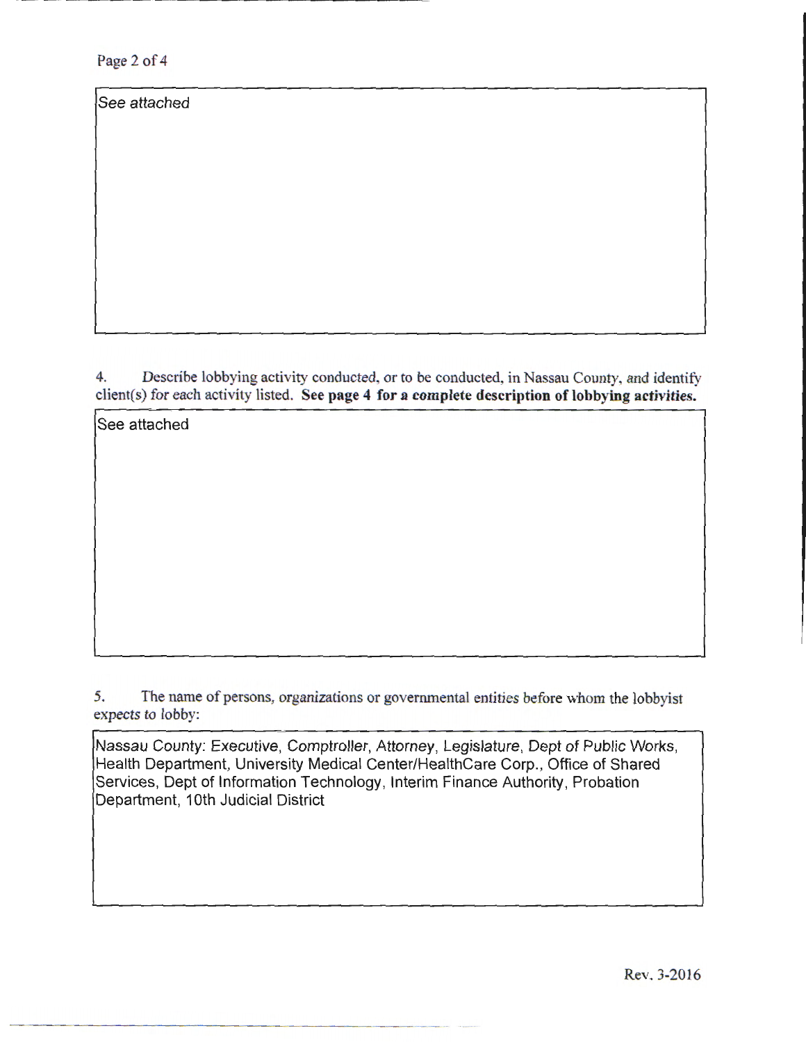See attached

4. Describe lobbying activity conducted, or to be conducted, in Nassau County, and identify client(s) for each activity listed. **See page 4 for a complete description of lobbying activities.**

See attached

5. The name of persons, organizations or governmental entities before whom the lobbyist expects to lobby:

Nassau County: Executive, Comptroller, Attorney, Legislature, Dept of Public Works, Health Department, University Medical Center/HealthCare Corp., Office of Shared Services, Dept of Information Technology, Interim Finance Authority, Probation Department, 10th Judicial District

Rev. 3-2016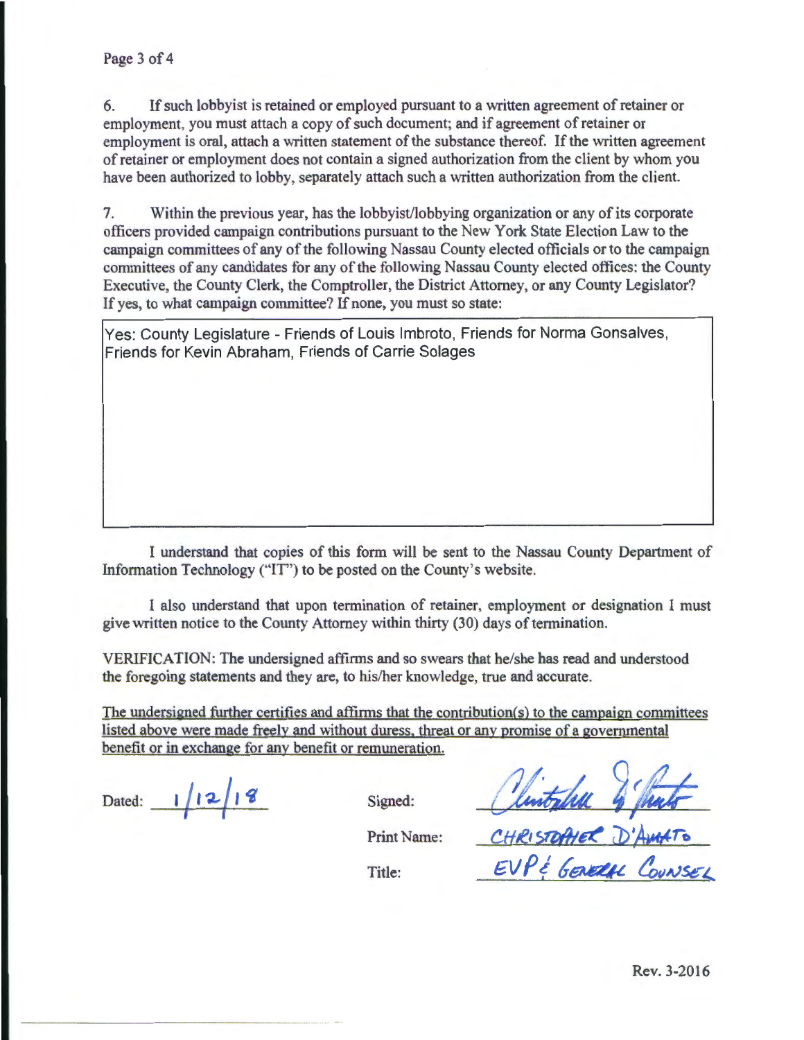6. If such lobbyist is retained or employed pursuant to a written agreement of retainer or employment, you must attach a copy of such document; and if agreement of retainer or employment is oral, attach a written statement of the substance thereof. If the written agreement of retainer or employment does not contain a signed authorization from the client by whom you have been authorized to lobby, separately attach such a written authorization from the client.

7. Within the previous year, has the lobbyist/lobbying organization or any of its corporate officers provided campaign contributions pursuant to the New York State Election Law to the campaign committees of any of the following Nassau County elected officials or to the campaign committees of any candidates for any of the following Nassau County elected offices: the County Executive, the County Clerk, the Comptroller, the District Attorney, or any County Legislator? If yes, to what campaign committee? If none, you must so state:

Yes: County Legislature - Friends of Louis Imbroto, Friends for Norma Gonsalves, Friends for Kevin Abraham, Friends of Carrie Solages

I understand that copies of this form will be sent to the Nassau County Department of Information Technology ("IT") to be posted on the County's website.

I also understand that upon termination of retainer, employment or designation I must give written notice to the County Attorney within thirty (30) days of termination.

VERIFICATION: The undersigned affirms and so swears that he/she has read and understood the foregoing statements and they are, to his/her knowledge, true and accurate.

<u>The undersigned further certifies and affirms that the contribution(s) to the campaign committees listed above were made freely and without duress, threat or any promise of a governmental benefit or in exchange for any benefit or remuneration.</u>

Dated: 1/12/18

Signed: Christopher D'Amato

Print Name: CHRISTOPHER D'AMATO

Title: EVP & GENERAL COUNSEL

Rev. 3-2016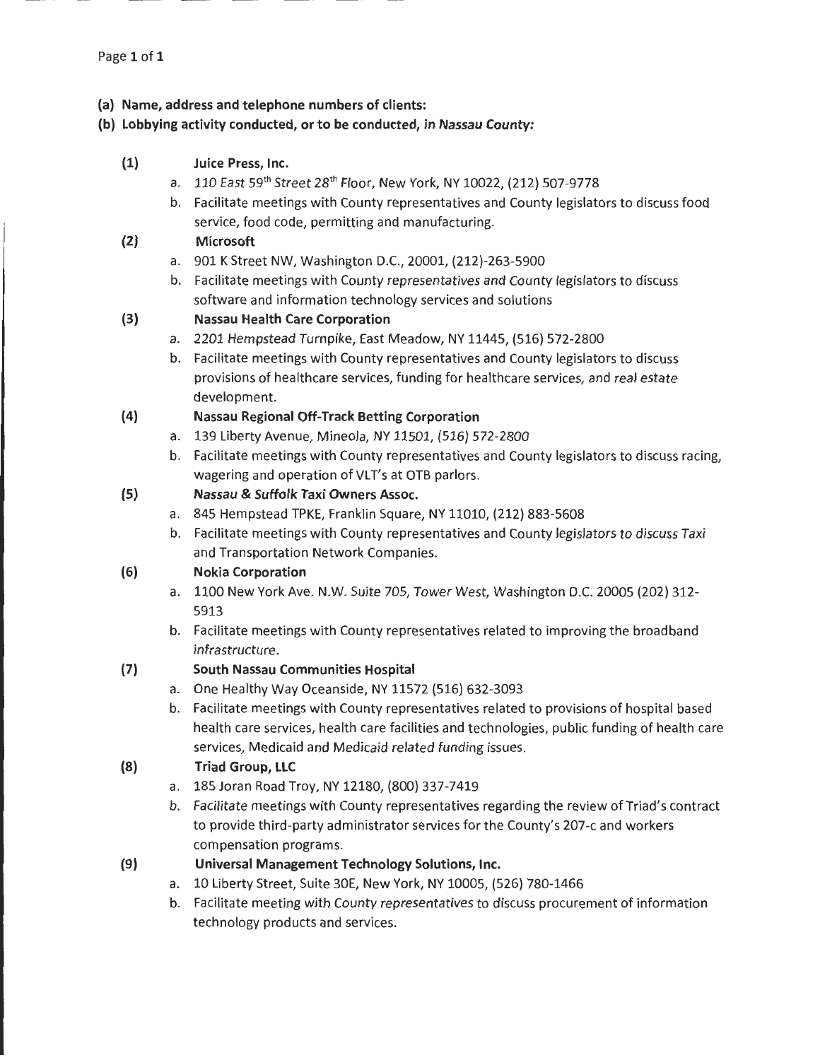**(a) Name, address and telephone numbers of clients:**

**(b) Lobbying activity conducted, or to be conducted, in Nassau County:**

**(1) Juice Press, Inc.**

a. 110 East 59th Street 28th Floor, New York, NY 10022, (212) 507-9778

b. Facilitate meetings with County representatives and County legislators to discuss food service, food code, permitting and manufacturing.

**(2) Microsoft**

a. 901 K Street NW, Washington D.C., 20001, (212)-263-5900

b. Facilitate meetings with County representatives and County legislators to discuss software and information technology services and solutions

**(3) Nassau Health Care Corporation**

a. 2201 Hempstead Turnpike, East Meadow, NY 11445, (516) 572-2800

b. Facilitate meetings with County representatives and County legislators to discuss provisions of healthcare services, funding for healthcare services, and real estate development.

**(4) Nassau Regional Off-Track Betting Corporation**

a. 139 Liberty Avenue, Mineola, NY 11501, (516) 572-2800

b. Facilitate meetings with County representatives and County legislators to discuss racing, wagering and operation of VLT's at OTB parlors.

**(5) Nassau & Suffolk Taxi Owners Assoc.**

a. 845 Hempstead TPKE, Franklin Square, NY 11010, (212) 883-5608

b. Facilitate meetings with County representatives and County legislators to discuss Taxi and Transportation Network Companies.

**(6) Nokia Corporation**

a. 1100 New York Ave. N.W. Suite 705, Tower West, Washington D.C. 20005 (202) 312-5913

b. Facilitate meetings with County representatives related to improving the broadband infrastructure.

**(7) South Nassau Communities Hospital**

a. One Healthy Way Oceanside, NY 11572 (516) 632-3093

b. Facilitate meetings with County representatives related to provisions of hospital based health care services, health care facilities and technologies, public funding of health care services, Medicaid and Medicaid related funding issues.

**(8) Triad Group, LLC**

a. 185 Joran Road Troy, NY 12180, (800) 337-7419

b. Facilitate meetings with County representatives regarding the review of Triad's contract to provide third-party administrator services for the County's 207-c and workers compensation programs.

**(9) Universal Management Technology Solutions, Inc.**

a. 10 Liberty Street, Suite 30E, New York, NY 10005, (526) 780-1466

b. Facilitate meeting with County representatives to discuss procurement of information technology products and services.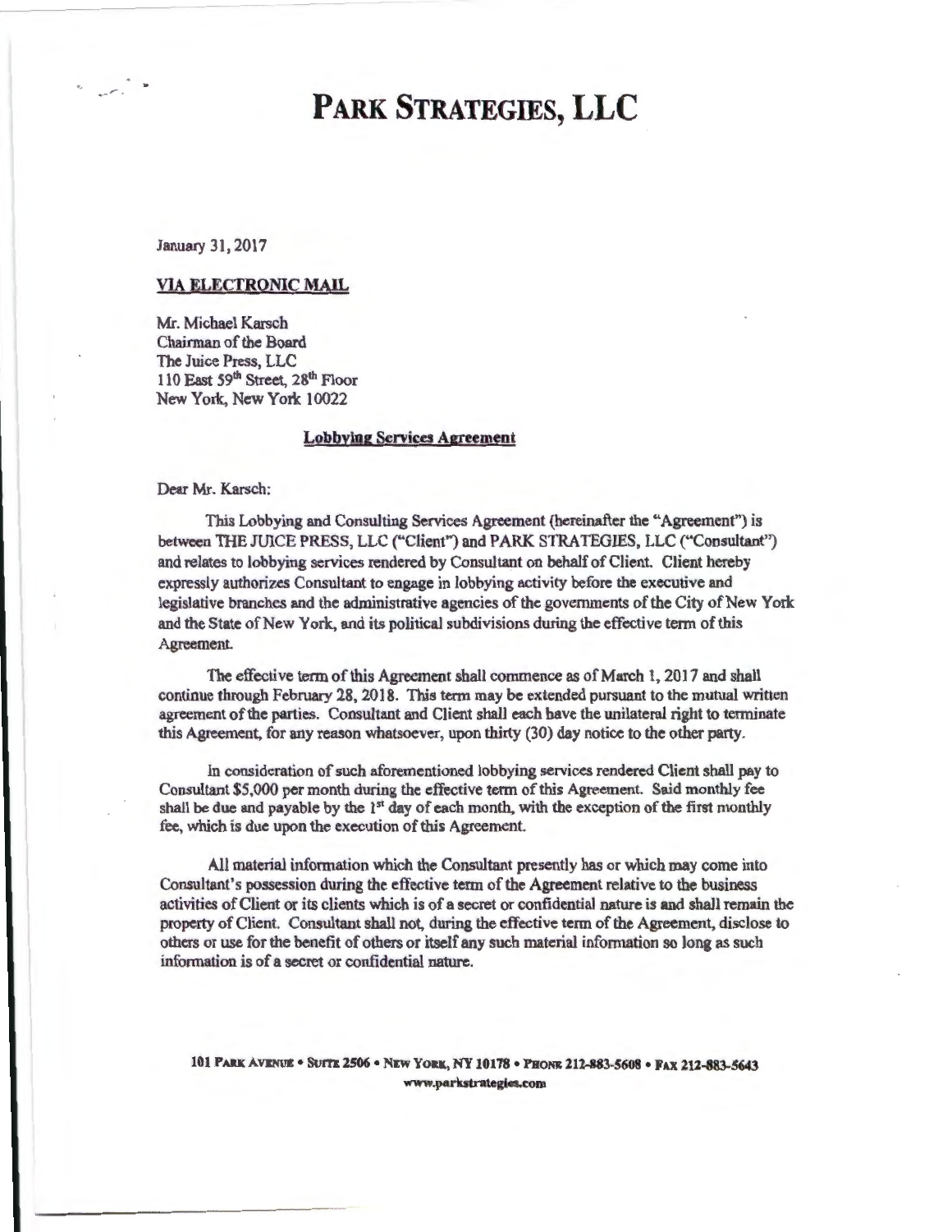# PARK STRATEGIES, LLC

January 31, 2017

**VIA ELECTRONIC MAIL**

Mr. Michael Karsch
Chairman of the Board
The Juice Press, LLC
110 East 59th Street, 28th Floor
New York, New York 10022

**Lobbying Services Agreement**

Dear Mr. Karsch:

This Lobbying and Consulting Services Agreement (hereinafter the "Agreement") is between THE JUICE PRESS, LLC ("Client") and PARK STRATEGIES, LLC ("Consultant") and relates to lobbying services rendered by Consultant on behalf of Client. Client hereby expressly authorizes Consultant to engage in lobbying activity before the executive and legislative branches and the administrative agencies of the governments of the City of New York and the State of New York, and its political subdivisions during the effective term of this Agreement.

The effective term of this Agreement shall commence as of March 1, 2017 and shall continue through February 28, 2018. This term may be extended pursuant to the mutual written agreement of the parties. Consultant and Client shall each have the unilateral right to terminate this Agreement, for any reason whatsoever, upon thirty (30) day notice to the other party.

In consideration of such aforementioned lobbying services rendered Client shall pay to Consultant $5,000 per month during the effective term of this Agreement. Said monthly fee shall be due and payable by the 1st day of each month, with the exception of the first monthly fee, which is due upon the execution of this Agreement.

All material information which the Consultant presently has or which may come into Consultant's possession during the effective term of the Agreement relative to the business activities of Client or its clients which is of a secret or confidential nature is and shall remain the property of Client. Consultant shall not, during the effective term of the Agreement, disclose to others or use for the benefit of others or itself any such material information so long as such information is of a secret or confidential nature.

101 PARK AVENUE • SUITE 2506 • NEW YORK, NY 10178 • PHONE 212-883-5608 • FAX 212-883-5643
www.parkstrategies.com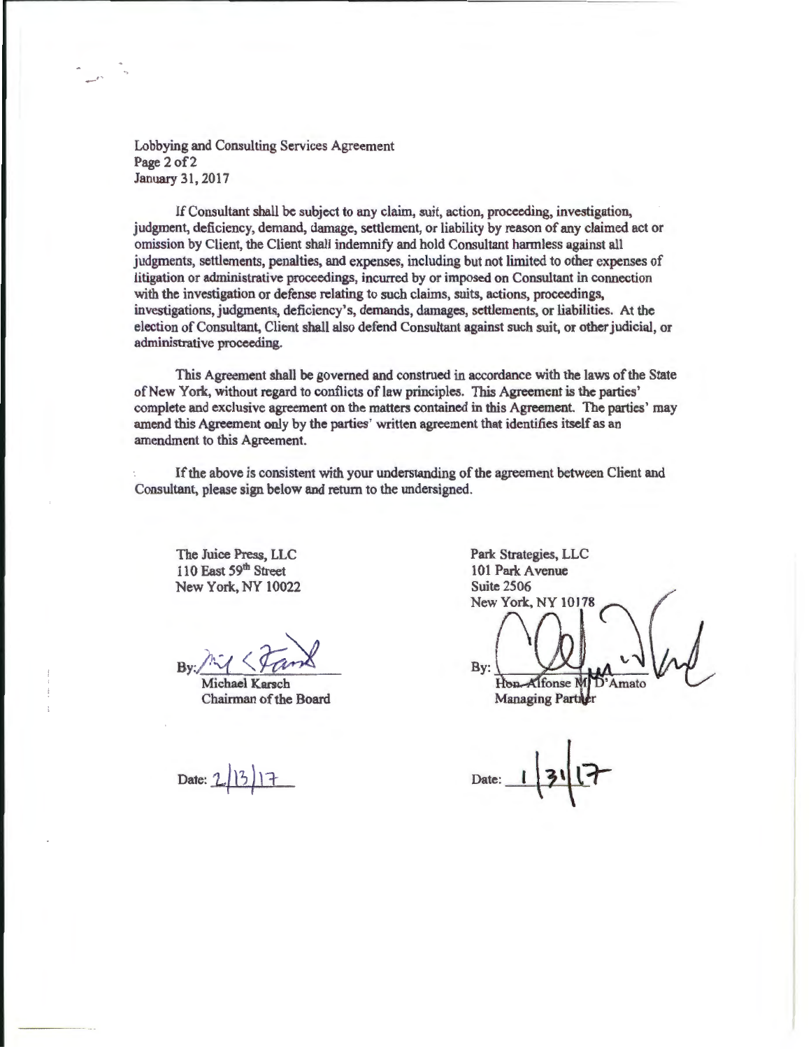Lobbying and Consulting Services Agreement
January 31, 2017

If Consultant shall be subject to any claim, suit, action, proceeding, investigation, judgment, deficiency, demand, damage, settlement, or liability by reason of any claimed act or omission by Client, the Client shall indemnify and hold Consultant harmless against all judgments, settlements, penalties, and expenses, including but not limited to other expenses of litigation or administrative proceedings, incurred by or imposed on Consultant in connection with the investigation or defense relating to such claims, suits, actions, proceedings, investigations, judgments, deficiency's, demands, damages, settlements, or liabilities. At the election of Consultant, Client shall also defend Consultant against such suit, or other judicial, or administrative proceeding.

This Agreement shall be governed and construed in accordance with the laws of the State of New York, without regard to conflicts of law principles. This Agreement is the parties' complete and exclusive agreement on the matters contained in this Agreement. The parties' may amend this Agreement only by the parties' written agreement that identifies itself as an amendment to this Agreement.

If the above is consistent with your understanding of the agreement between Client and Consultant, please sign below and return to the undersigned.

The Juice Press, LLC
110 East 59th Street
New York, NY 10022

By: _______________
Michael Karsch
Chairman of the Board

Date: 2/13/17

Park Strategies, LLC
101 Park Avenue
Suite 2506
New York, NY 10178

By: _______________
Hon. Alfonse M. D'Amato
Managing Partner

Date: 1/31/17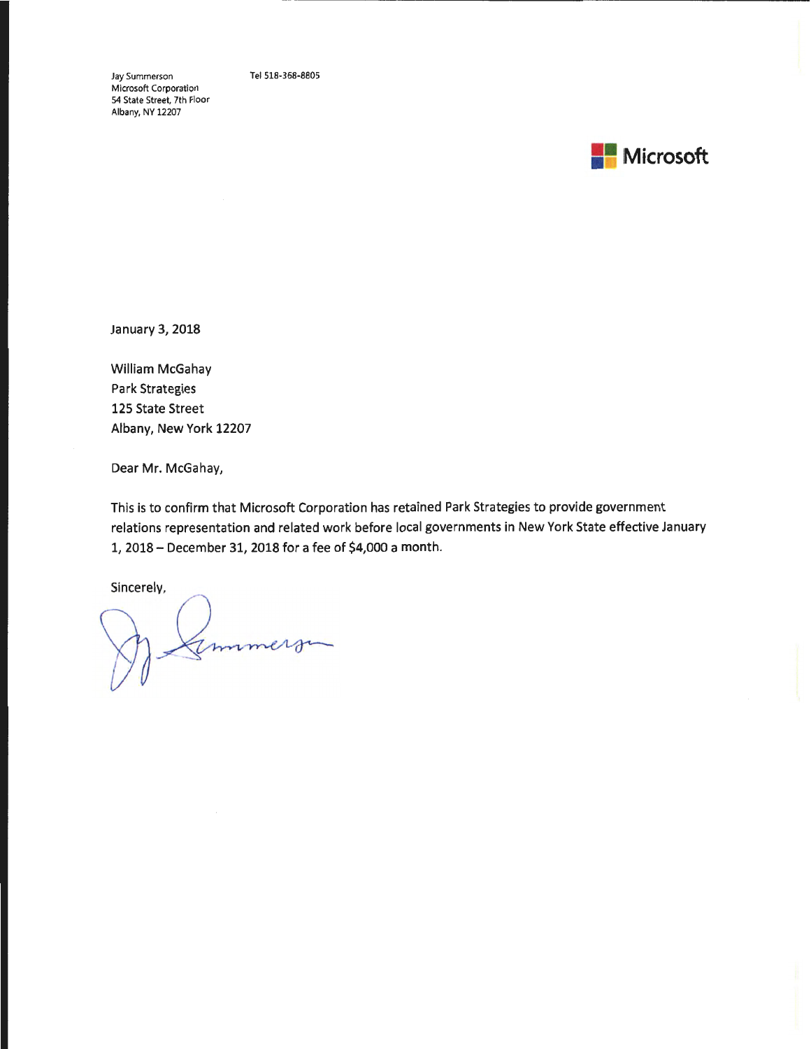Jay Summerson
Microsoft Corporation
54 State Street, 7th Floor
Albany, NY 12207

Tel 518-368-8805

Microsoft

January 3, 2018

William McGahay
Park Strategies
125 State Street
Albany, New York 12207

Dear Mr. McGahay,

This is to confirm that Microsoft Corporation has retained Park Strategies to provide government relations representation and related work before local governments in New York State effective January 1, 2018 – December 31, 2018 for a fee of $4,000 a month.

Sincerely,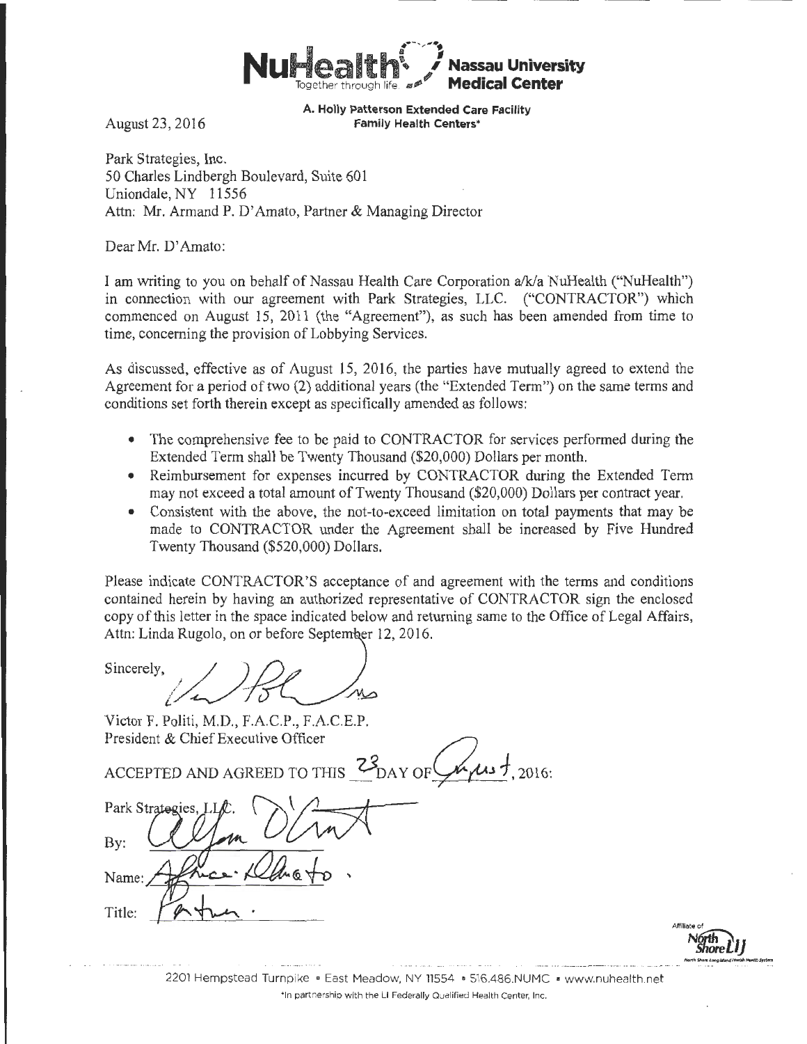NuHealth Together through life. Nassau University Medical Center

A. Holly Patterson Extended Care Facility
Family Health Centers*

August 23, 2016

Park Strategies, Inc.
50 Charles Lindbergh Boulevard, Suite 601
Uniondale, NY 11556
Attn: Mr. Armand P. D'Amato, Partner & Managing Director

Dear Mr. D'Amato:

I am writing to you on behalf of Nassau Health Care Corporation a/k/a NuHealth ("NuHealth") in connection with our agreement with Park Strategies, LLC. ("CONTRACTOR") which commenced on August 15, 2011 (the "Agreement"), as such has been amended from time to time, concerning the provision of Lobbying Services.

As discussed, effective as of August 15, 2016, the parties have mutually agreed to extend the Agreement for a period of two (2) additional years (the "Extended Term") on the same terms and conditions set forth therein except as specifically amended as follows:

- The comprehensive fee to be paid to CONTRACTOR for services performed during the Extended Term shall be Twenty Thousand ($20,000) Dollars per month.
- Reimbursement for expenses incurred by CONTRACTOR during the Extended Term may not exceed a total amount of Twenty Thousand ($20,000) Dollars per contract year.
- Consistent with the above, the not-to-exceed limitation on total payments that may be made to CONTRACTOR under the Agreement shall be increased by Five Hundred Twenty Thousand ($520,000) Dollars.

Please indicate CONTRACTOR'S acceptance of and agreement with the terms and conditions contained herein by having an authorized representative of CONTRACTOR sign the enclosed copy of this letter in the space indicated below and returning same to the Office of Legal Affairs, Attn: Linda Rugolo, on or before September 12, 2016.

Sincerely,

Victor F. Politi, M.D., F.A.C.P., F.A.C.E.P.
President & Chief Executive Officer

ACCEPTED AND AGREED TO THIS 23 DAY OF August, 2016:

Park Strategies, LLC.

By: ______________________

Name: Alfonse D'Amato

Title: Partner

Affiliate of North Shore LIJ

2201 Hempstead Turnpike • East Meadow, NY 11554 • 516.486.NUMC • www.nuhealth.net

*In partnership with the LI Federally Qualified Health Center, Inc.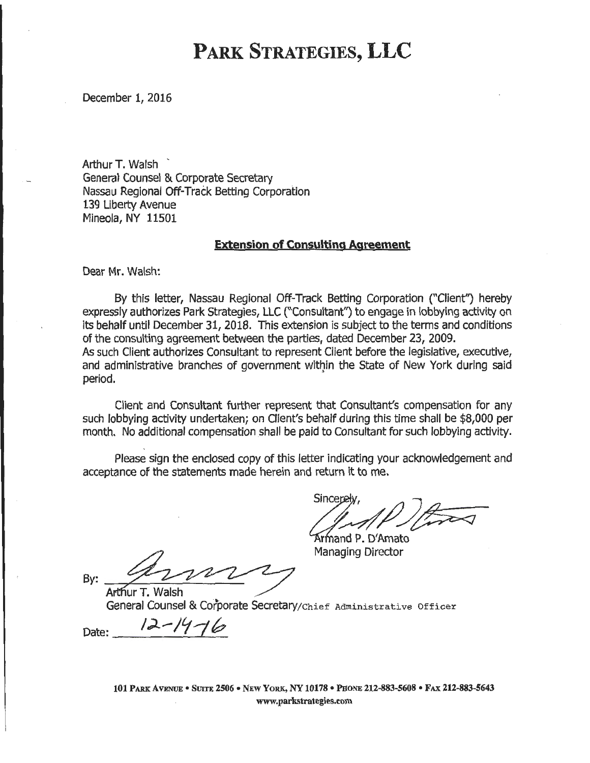# PARK STRATEGIES, LLC

December 1, 2016

Arthur T. Walsh
General Counsel & Corporate Secretary
Nassau Regional Off-Track Betting Corporation
139 Liberty Avenue
Mineola, NY 11501

**Extension of Consulting Agreement**

Dear Mr. Walsh:

By this letter, Nassau Regional Off-Track Betting Corporation ("Client") hereby expressly authorizes Park Strategies, LLC ("Consultant") to engage in lobbying activity on its behalf until December 31, 2018. This extension is subject to the terms and conditions of the consulting agreement between the parties, dated December 23, 2009.
As such Client authorizes Consultant to represent Client before the legislative, executive, and administrative branches of government within the State of New York during said period.

Client and Consultant further represent that Consultant's compensation for any such lobbying activity undertaken; on Client's behalf during this time shall be $8,000 per month. No additional compensation shall be paid to Consultant for such lobbying activity.

Please sign the enclosed copy of this letter indicating your acknowledgement and acceptance of the statements made herein and return it to me.

Sincerely,

Armand P. D'Amato
Managing Director

By: ____________________
Arthur T. Walsh
General Counsel & Corporate Secretary/Chief Administrative Officer

Date: 12-14-16

101 Park Avenue • Suite 2506 • New York, NY 10178 • Phone 212-883-5608 • Fax 212-883-5643
www.parkstrategies.com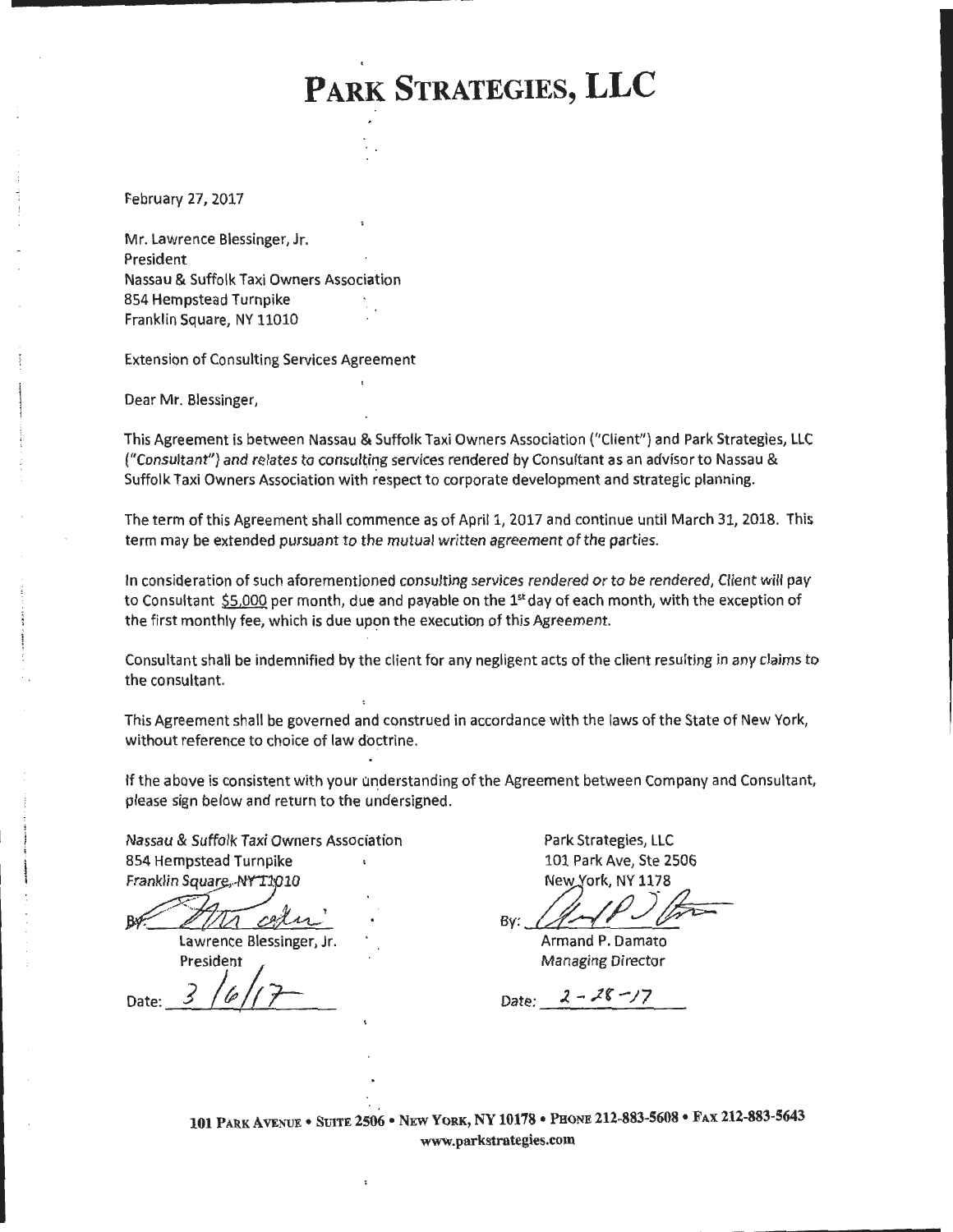# PARK STRATEGIES, LLC

February 27, 2017

Mr. Lawrence Blessinger, Jr.
President
Nassau & Suffolk Taxi Owners Association
854 Hempstead Turnpike
Franklin Square, NY 11010

Extension of Consulting Services Agreement

Dear Mr. Blessinger,

This Agreement is between Nassau & Suffolk Taxi Owners Association ("Client") and Park Strategies, LLC ("Consultant") and relates to consulting services rendered by Consultant as an advisor to Nassau & Suffolk Taxi Owners Association with respect to corporate development and strategic planning.

The term of this Agreement shall commence as of April 1, 2017 and continue until March 31, 2018. This term may be extended pursuant to the mutual written agreement of the parties.

In consideration of such aforementioned consulting services rendered or to be rendered, Client will pay to Consultant $5,000 per month, due and payable on the 1st day of each month, with the exception of the first monthly fee, which is due upon the execution of this Agreement.

Consultant shall be indemnified by the client for any negligent acts of the client resulting in any claims to the consultant.

This Agreement shall be governed and construed in accordance with the laws of the State of New York, without reference to choice of law doctrine.

If the above is consistent with your understanding of the Agreement between Company and Consultant, please sign below and return to the undersigned.

| | |
|---|---|
| *Nassau & Suffolk Taxi Owners Association* | Park Strategies, LLC |
| 854 Hempstead Turnpike | 101 Park Ave, Ste 2506 |
| *Franklin Square, NY 11010* | New York, NY 1178 |
| By: [signature] | By: [signature] |
| Lawrence Blessinger, Jr. | Armand P. Damato |
| President | *Managing Director* |
| Date: 3/6/17 | Date: 2-28-17 |

101 PARK AVENUE • SUITE 2506 • NEW YORK, NY 10178 • PHONE 212-883-5608 • FAX 212-883-5643
www.parkstrategies.com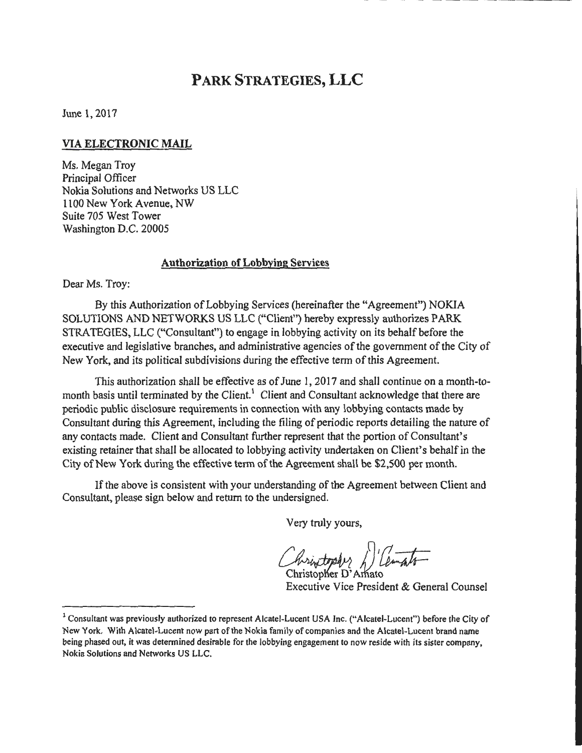# PARK STRATEGIES, LLC

June 1, 2017

**VIA ELECTRONIC MAIL**

Ms. Megan Troy
Principal Officer
Nokia Solutions and Networks US LLC
1100 New York Avenue, NW
Suite 705 West Tower
Washington D.C. 20005

**Authorization of Lobbying Services**

Dear Ms. Troy:

By this Authorization of Lobbying Services (hereinafter the "Agreement") NOKIA SOLUTIONS AND NETWORKS US LLC ("Client") hereby expressly authorizes PARK STRATEGIES, LLC ("Consultant") to engage in lobbying activity on its behalf before the executive and legislative branches, and administrative agencies of the government of the City of New York, and its political subdivisions during the effective term of this Agreement.

This authorization shall be effective as of June 1, 2017 and shall continue on a month-to-month basis until terminated by the Client.[1] Client and Consultant acknowledge that there are periodic public disclosure requirements in connection with any lobbying contacts made by Consultant during this Agreement, including the filing of periodic reports detailing the nature of any contacts made. Client and Consultant further represent that the portion of Consultant's existing retainer that shall be allocated to lobbying activity undertaken on Client's behalf in the City of New York during the effective term of the Agreement shall be $2,500 per month.

If the above is consistent with your understanding of the Agreement between Client and Consultant, please sign below and return to the undersigned.

Very truly yours,

Christopher D'Amato
Executive Vice President & General Counsel

---

[1] Consultant was previously authorized to represent Alcatel-Lucent USA Inc. ("Alcatel-Lucent") before the City of New York. With Alcatel-Lucent now part of the Nokia family of companies and the Alcatel-Lucent brand name being phased out, it was determined desirable for the lobbying engagement to now reside with its sister company, Nokia Solutions and Networks US LLC.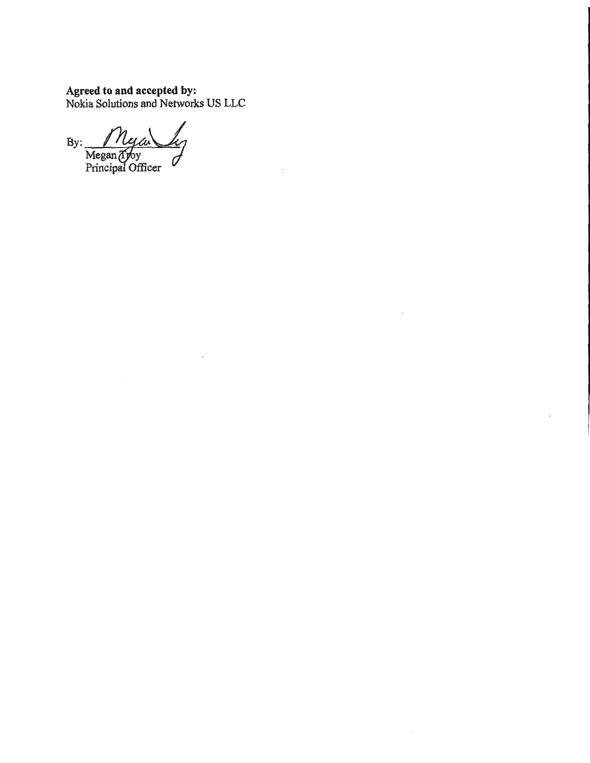**Agreed to and accepted by:**
Nokia Solutions and Networks US LLC

By: ______________________
Megan Troy
Principal Officer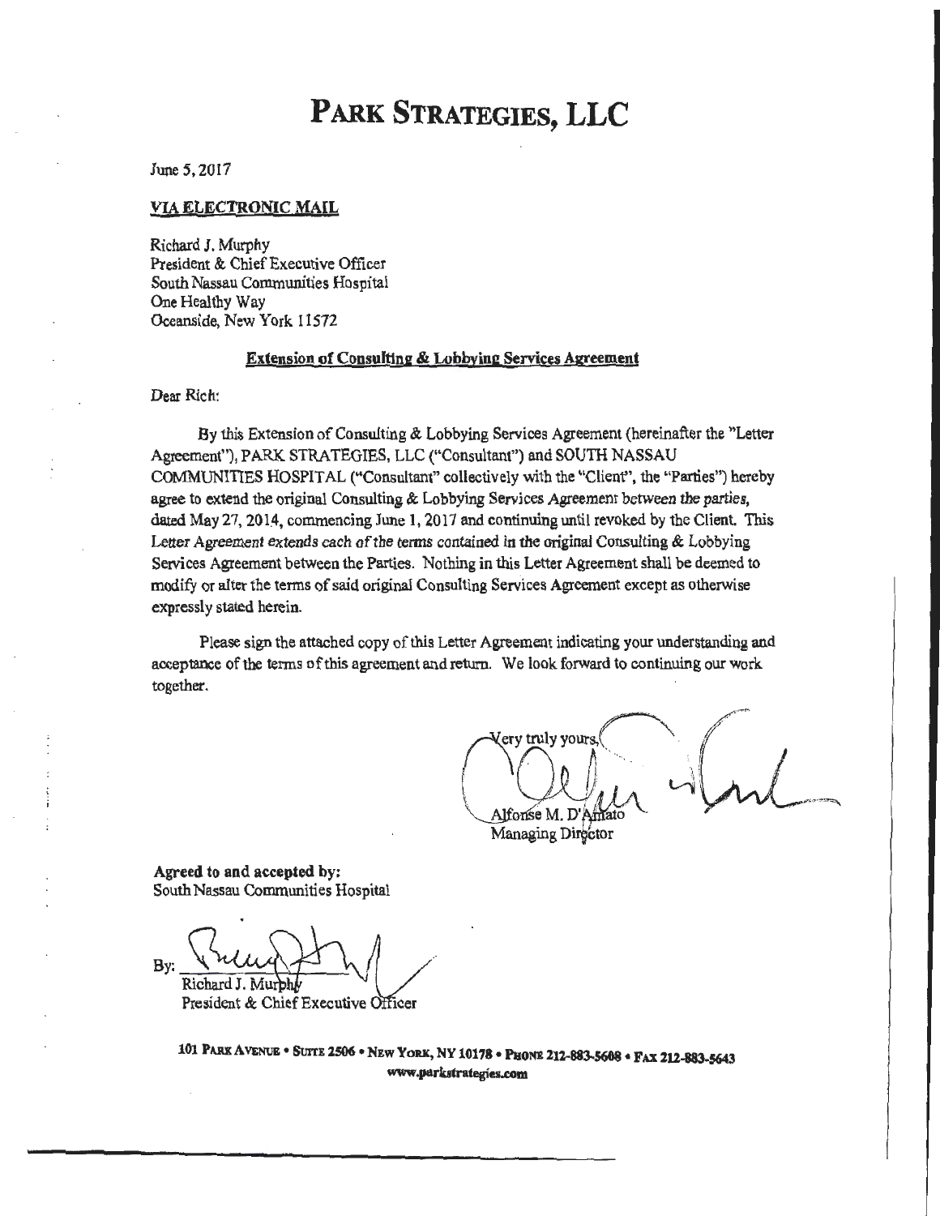# PARK STRATEGIES, LLC

June 5, 2017

**VIA ELECTRONIC MAIL**

Richard J. Murphy
President & Chief Executive Officer
South Nassau Communities Hospital
One Healthy Way
Oceanside, New York 11572

**Extension of Consulting & Lobbying Services Agreement**

Dear Rich:

By this Extension of Consulting & Lobbying Services Agreement (hereinafter the "Letter Agreement"), PARK STRATEGIES, LLC ("Consultant") and SOUTH NASSAU COMMUNITIES HOSPITAL ("Consultant" collectively with the "Client", the "Parties") hereby agree to extend the original Consulting & Lobbying Services Agreement between the parties, dated May 27, 2014, commencing June 1, 2017 and continuing until revoked by the Client. This Letter Agreement extends each of the terms contained in the original Consulting & Lobbying Services Agreement between the Parties. Nothing in this Letter Agreement shall be deemed to modify or alter the terms of said original Consulting Services Agreement except as otherwise expressly stated herein.

Please sign the attached copy of this Letter Agreement indicating your understanding and acceptance of the terms of this agreement and return. We look forward to continuing our work together.

Very truly yours,

Alfonse M. D'Amato
Managing Director

**Agreed to and accepted by:**
South Nassau Communities Hospital

By: ______________________
Richard J. Murphy
President & Chief Executive Officer

**101 PARK AVENUE • SUITE 2506 • NEW YORK, NY 10178 • PHONE 212-883-5608 • FAX 212-883-5643**
**www.parkstrategies.com**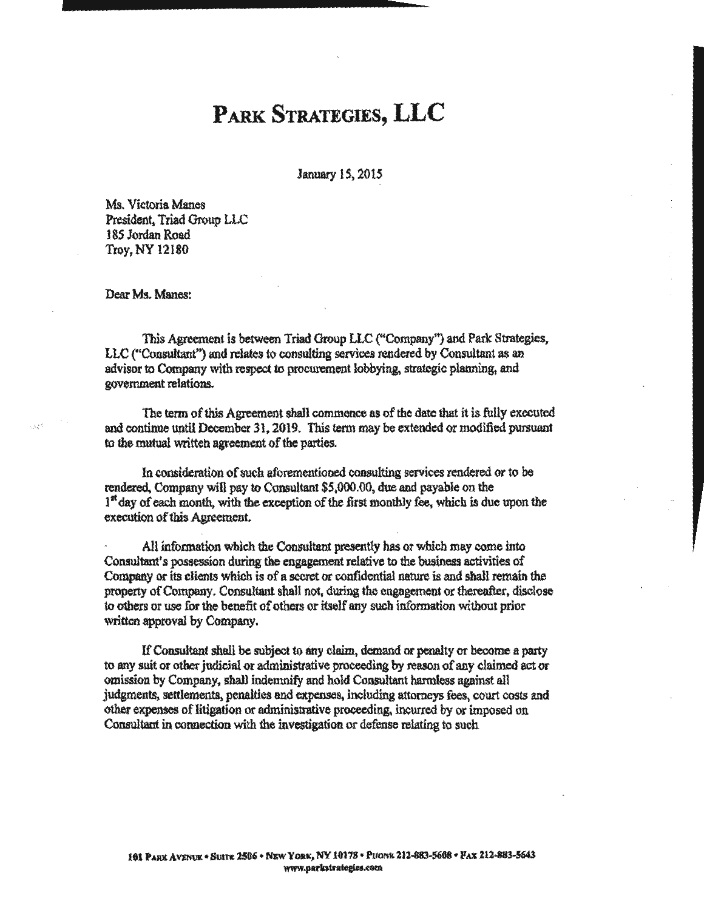# PARK STRATEGIES, LLC

January 15, 2015

Ms. Victoria Manes
President, Triad Group LLC
185 Jordan Road
Troy, NY 12180

Dear Ms. Manes:

This Agreement is between Triad Group LLC ("Company") and Park Strategies, LLC ("Consultant") and relates to consulting services rendered by Consultant as an advisor to Company with respect to procurement lobbying, strategic planning, and government relations.

The term of this Agreement shall commence as of the date that it is fully executed and continue until December 31, 2019. This term may be extended or modified pursuant to the mutual written agreement of the parties.

In consideration of such aforementioned consulting services rendered or to be rendered, Company will pay to Consultant $5,000.00, due and payable on the 1st day of each month, with the exception of the first monthly fee, which is due upon the execution of this Agreement.

All information which the Consultant presently has or which may come into Consultant's possession during the engagement relative to the business activities of Company or its clients which is of a secret or confidential nature is and shall remain the property of Company. Consultant shall not, during the engagement or thereafter, disclose to others or use for the benefit of others or itself any such information without prior written approval by Company.

If Consultant shall be subject to any claim, demand or penalty or become a party to any suit or other judicial or administrative proceeding by reason of any claimed act or omission by Company, shall indemnify and hold Consultant harmless against all judgments, settlements, penalties and expenses, including attorneys fees, court costs and other expenses of litigation or administrative proceeding, incurred by or imposed on Consultant in connection with the investigation or defense relating to such

101 PARK AVENUE • SUITE 2506 • NEW YORK, NY 10178 • PHONE 212-883-5608 • FAX 212-883-5643
www.parkstrategies.com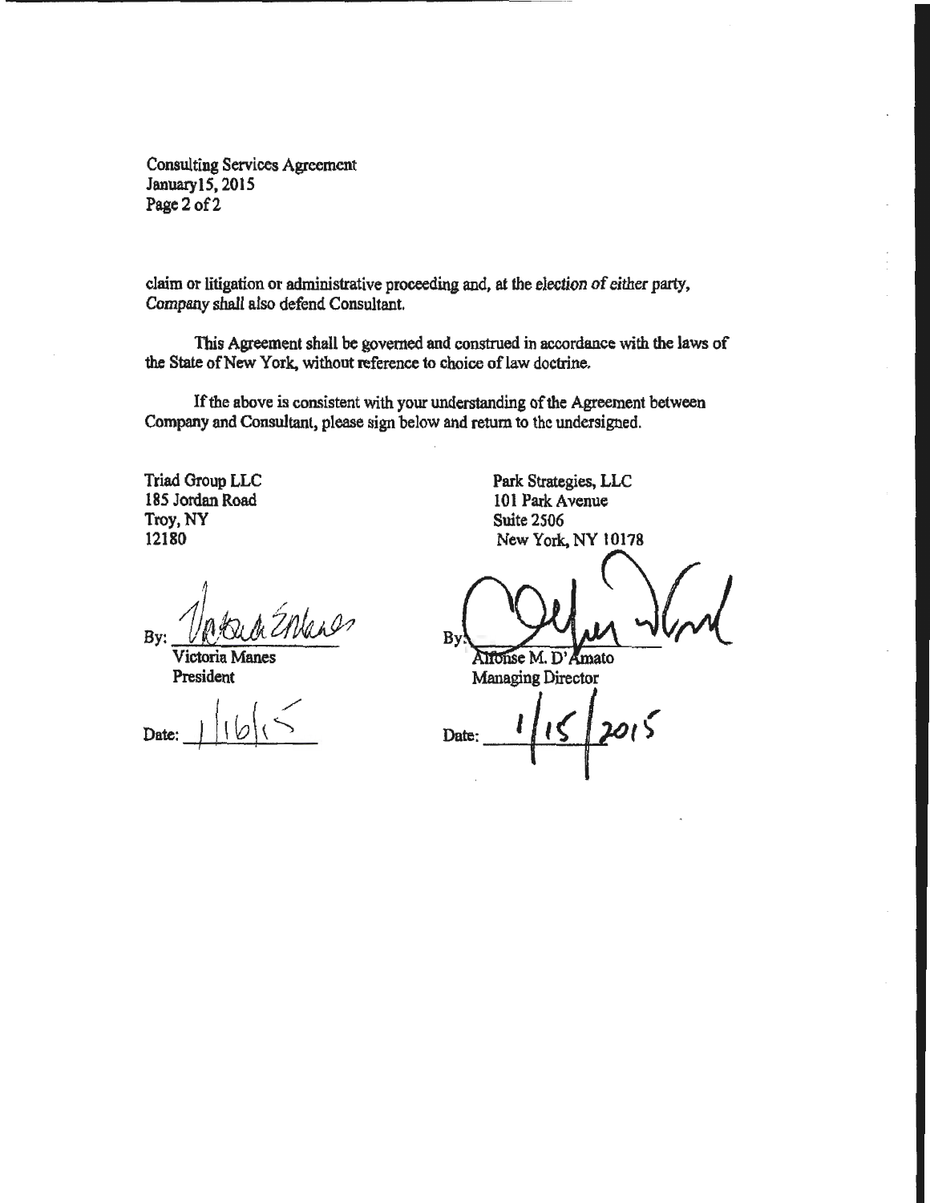Consulting Services Agreement
January15, 2015
Page 2 of 2

claim or litigation or administrative proceeding and, at the election of either party, Company shall also defend Consultant.

This Agreement shall be governed and construed in accordance with the laws of the State of New York, without reference to choice of law doctrine.

If the above is consistent with your understanding of the Agreement between Company and Consultant, please sign below and return to the undersigned.

Triad Group LLC
185 Jordan Road
Troy, NY
12180

By: _______________
Victoria Manes
President

Date: 1/16/15

Park Strategies, LLC
101 Park Avenue
Suite 2506
New York, NY 10178

By: _______________
Alfonse M. D'Amato
Managing Director

Date: 1/15/2015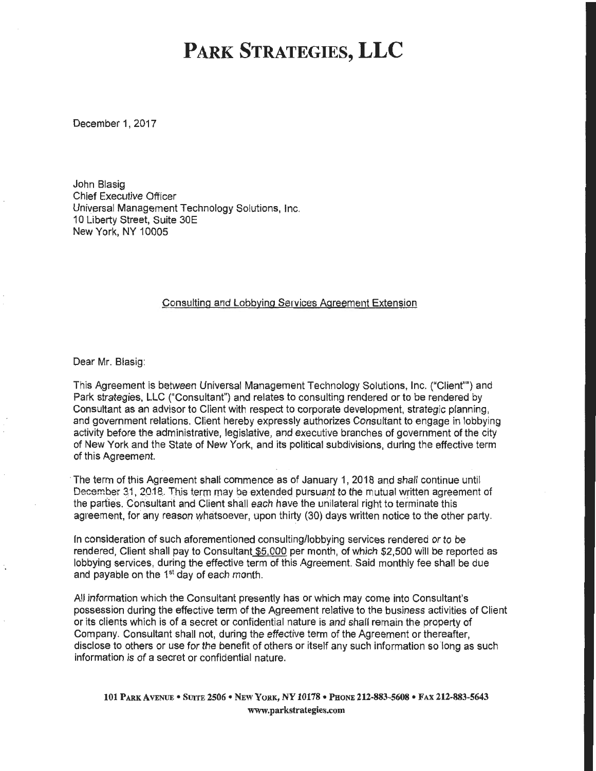# PARK STRATEGIES, LLC

December 1, 2017

John Blasig
Chief Executive Officer
Universal Management Technology Solutions, Inc.
10 Liberty Street, Suite 30E
New York, NY 10005

Consulting and Lobbying Services Agreement Extension

Dear Mr. Blasig:

This Agreement is between Universal Management Technology Solutions, Inc. ("Client"") and Park strategies, LLC ("Consultant") and relates to consulting rendered or to be rendered by Consultant as an advisor to Client with respect to corporate development, strategic planning, and government relations. Client hereby expressly authorizes Consultant to engage in lobbying activity before the administrative, legislative, and executive branches of government of the city of New York and the State of New York, and its political subdivisions, during the effective term of this Agreement.

The term of this Agreement shall commence as of January 1, 2018 and shall continue until December 31, 2018. This term may be extended pursuant to the mutual written agreement of the parties. Consultant and Client shall each have the unilateral right to terminate this agreement, for any reason whatsoever, upon thirty (30) days written notice to the other party.

In consideration of such aforementioned consulting/lobbying services rendered or to be rendered, Client shall pay to Consultant $5,000 per month, of which $2,500 will be reported as lobbying services, during the effective term of this Agreement. Said monthly fee shall be due and payable on the 1st day of each month.

All information which the Consultant presently has or which may come into Consultant's possession during the effective term of the Agreement relative to the business activities of Client or its clients which is of a secret or confidential nature is and shall remain the property of Company. Consultant shall not, during the effective term of the Agreement or thereafter, disclose to others or use for the benefit of others or itself any such information so long as such information is of a secret or confidential nature.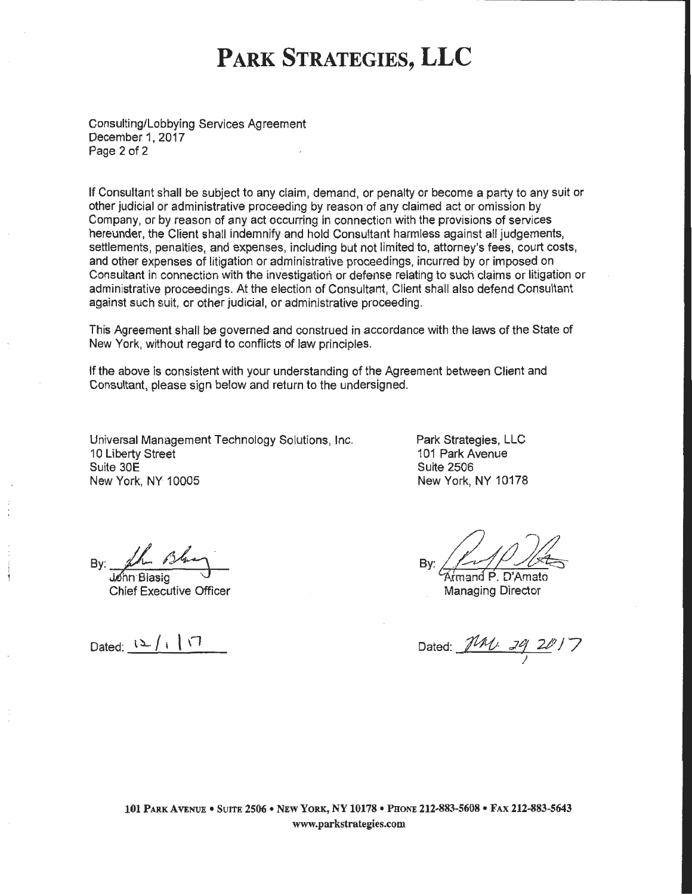# PARK STRATEGIES, LLC

Consulting/Lobbying Services Agreement
December 1, 2017
Page 2 of 2

If Consultant shall be subject to any claim, demand, or penalty or become a party to any suit or other judicial or administrative proceeding by reason of any claimed act or omission by Company, or by reason of any act occurring in connection with the provisions of services hereunder, the Client shall indemnify and hold Consultant harmless against all judgements, settlements, penalties, and expenses, including but not limited to, attorney's fees, court costs, and other expenses of litigation or administrative proceedings, incurred by or imposed on Consultant in connection with the investigation or defense relating to such claims or litigation or administrative proceedings. At the election of Consultant, Client shall also defend Consultant against such suit, or other judicial, or administrative proceeding.

This Agreement shall be governed and construed in accordance with the laws of the State of New York, without regard to conflicts of law principles.

If the above is consistent with your understanding of the Agreement between Client and Consultant, please sign below and return to the undersigned.

Universal Management Technology Solutions, Inc.
10 Liberty Street
Suite 30E
New York, NY 10005

By: [signature]
John Biasig
Chief Executive Officer

Dated: 12/1/17

Park Strategies, LLC
101 Park Avenue
Suite 2506
New York, NY 10178

By: [signature]
Armand P. D'Amato
Managing Director

Dated: Nov. 29 2017

101 PARK AVENUE • SUITE 2506 • NEW YORK, NY 10178 • PHONE 212-883-5608 • FAX 212-883-5643
www.parkstrategies.com